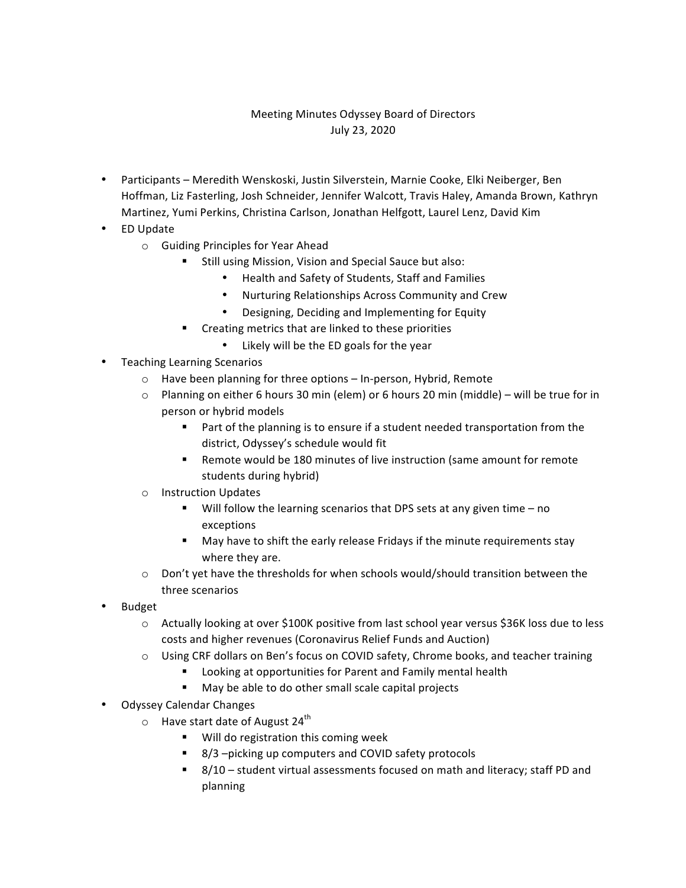Meeting Minutes Odyssey Board of Directors
July 23, 2020

- Participants – Meredith Wenskoski, Justin Silverstein, Marnie Cooke, Elki Neiberger, Ben Hoffman, Liz Fasterling, Josh Schneider, Jennifer Walcott, Travis Haley, Amanda Brown, Kathryn Martinez, Yumi Perkins, Christina Carlson, Jonathan Helfgott, Laurel Lenz, David Kim
- ED Update
  - Guiding Principles for Year Ahead
    - Still using Mission, Vision and Special Sauce but also:
      - Health and Safety of Students, Staff and Families
      - Nurturing Relationships Across Community and Crew
      - Designing, Deciding and Implementing for Equity
    - Creating metrics that are linked to these priorities
      - Likely will be the ED goals for the year
- Teaching Learning Scenarios
  - Have been planning for three options – In-person, Hybrid, Remote
  - Planning on either 6 hours 30 min (elem) or 6 hours 20 min (middle) – will be true for in person or hybrid models
    - Part of the planning is to ensure if a student needed transportation from the district, Odyssey's schedule would fit
    - Remote would be 180 minutes of live instruction (same amount for remote students during hybrid)
  - Instruction Updates
    - Will follow the learning scenarios that DPS sets at any given time – no exceptions
    - May have to shift the early release Fridays if the minute requirements stay where they are.
  - Don't yet have the thresholds for when schools would/should transition between the three scenarios
- Budget
  - Actually looking at over $100K positive from last school year versus $36K loss due to less costs and higher revenues (Coronavirus Relief Funds and Auction)
  - Using CRF dollars on Ben's focus on COVID safety, Chrome books, and teacher training
    - Looking at opportunities for Parent and Family mental health
    - May be able to do other small scale capital projects
- Odyssey Calendar Changes
  - Have start date of August 24th
    - Will do registration this coming week
    - 8/3 –picking up computers and COVID safety protocols
    - 8/10 – student virtual assessments focused on math and literacy; staff PD and planning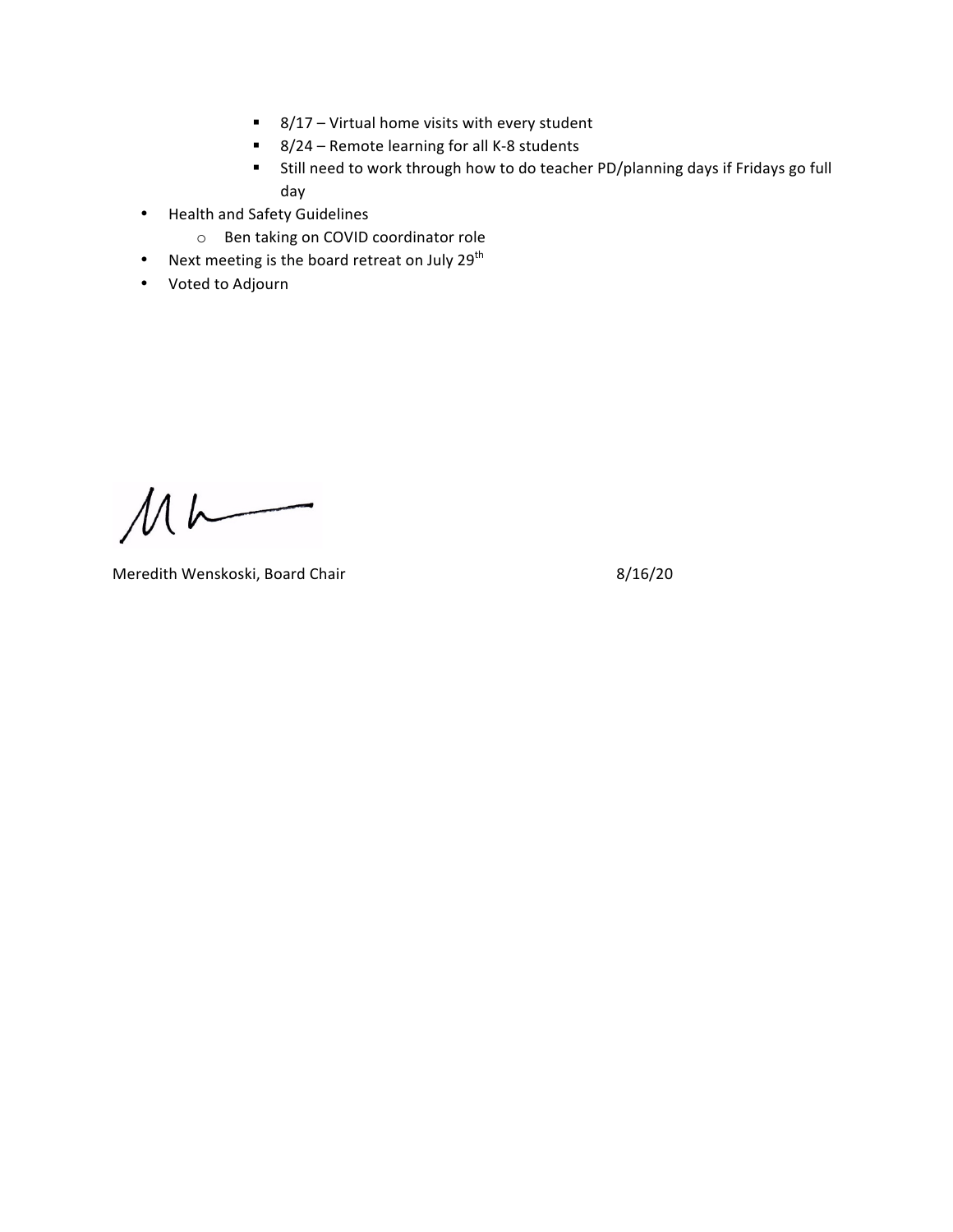- 8/17 – Virtual home visits with every student
    - 8/24 – Remote learning for all K-8 students
    - Still need to work through how to do teacher PD/planning days if Fridays go full day
- Health and Safety Guidelines
  - Ben taking on COVID coordinator role
- Next meeting is the board retreat on July 29th
- Voted to Adjourn

Meredith Wenskoski, Board Chair 8/16/20